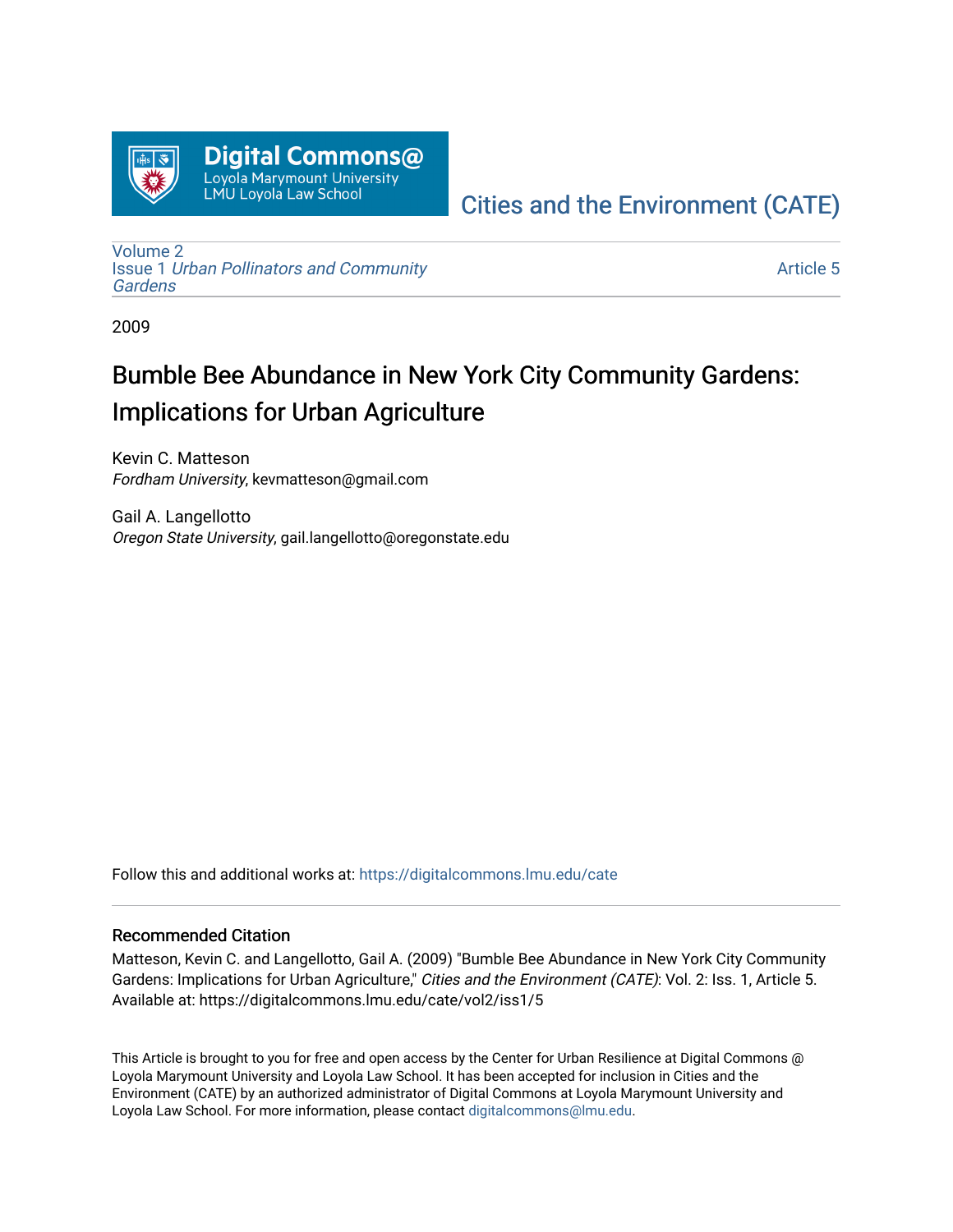Digital Commons@
Loyola Marymount University
LMU Loyola Law School

Cities and the Environment (CATE)

Volume 2
Issue 1 *Urban Pollinators and Community Gardens*

Article 5

2009

# Bumble Bee Abundance in New York City Community Gardens: Implications for Urban Agriculture

Kevin C. Matteson
*Fordham University*, kevmatteson@gmail.com

Gail A. Langellotto
*Oregon State University*, gail.langellotto@oregonstate.edu

Follow this and additional works at: https://digitalcommons.lmu.edu/cate

## Recommended Citation

Matteson, Kevin C. and Langellotto, Gail A. (2009) "Bumble Bee Abundance in New York City Community Gardens: Implications for Urban Agriculture," *Cities and the Environment (CATE)*: Vol. 2: Iss. 1, Article 5. Available at: https://digitalcommons.lmu.edu/cate/vol2/iss1/5

This Article is brought to you for free and open access by the Center for Urban Resilience at Digital Commons @ Loyola Marymount University and Loyola Law School. It has been accepted for inclusion in Cities and the Environment (CATE) by an authorized administrator of Digital Commons at Loyola Marymount University and Loyola Law School. For more information, please contact digitalcommons@lmu.edu.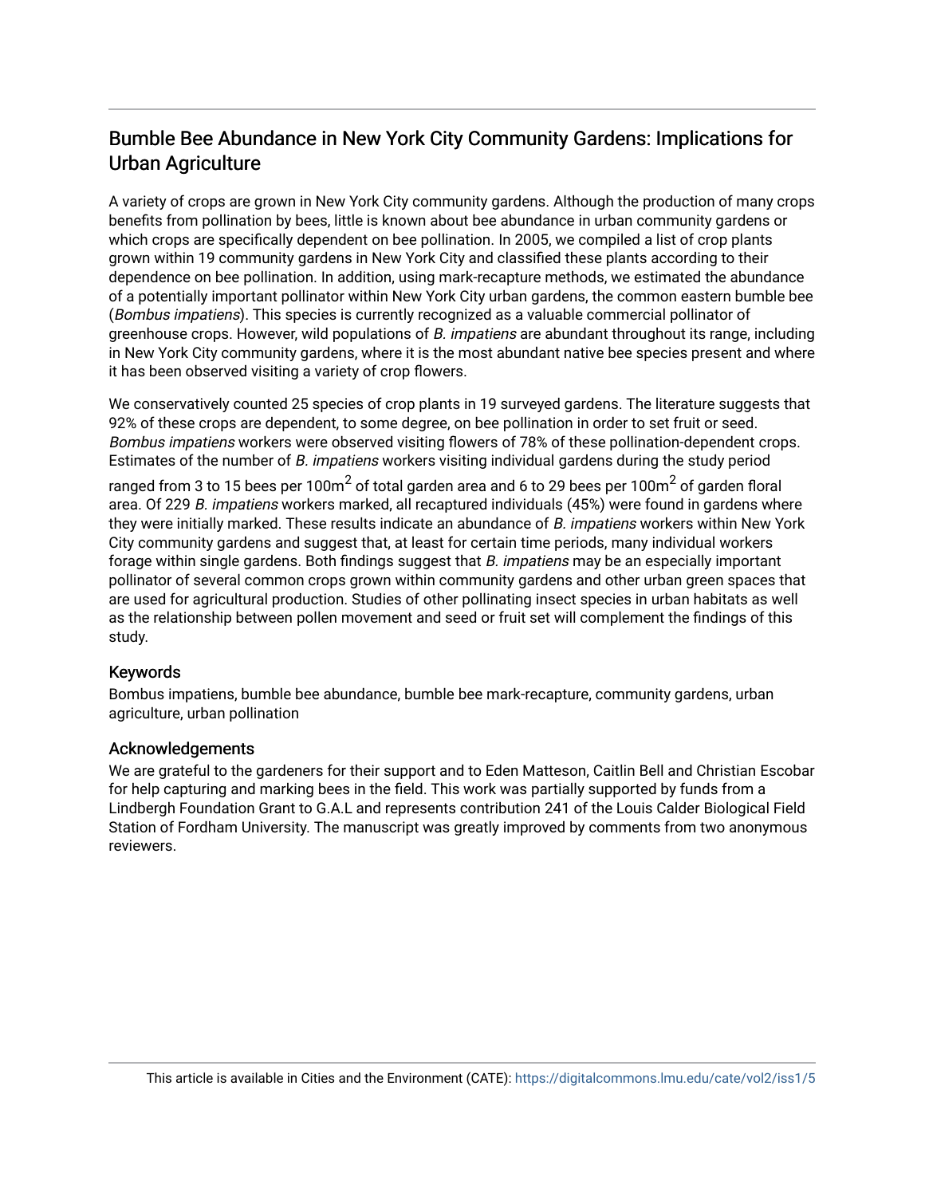# Bumble Bee Abundance in New York City Community Gardens: Implications for Urban Agriculture

A variety of crops are grown in New York City community gardens. Although the production of many crops benefits from pollination by bees, little is known about bee abundance in urban community gardens or which crops are specifically dependent on bee pollination. In 2005, we compiled a list of crop plants grown within 19 community gardens in New York City and classified these plants according to their dependence on bee pollination. In addition, using mark-recapture methods, we estimated the abundance of a potentially important pollinator within New York City urban gardens, the common eastern bumble bee (*Bombus impatiens*). This species is currently recognized as a valuable commercial pollinator of greenhouse crops. However, wild populations of *B. impatiens* are abundant throughout its range, including in New York City community gardens, where it is the most abundant native bee species present and where it has been observed visiting a variety of crop flowers.

We conservatively counted 25 species of crop plants in 19 surveyed gardens. The literature suggests that 92% of these crops are dependent, to some degree, on bee pollination in order to set fruit or seed. *Bombus impatiens* workers were observed visiting flowers of 78% of these pollination-dependent crops. Estimates of the number of *B. impatiens* workers visiting individual gardens during the study period ranged from 3 to 15 bees per 100m$^2$ of total garden area and 6 to 29 bees per 100m$^2$ of garden floral area. Of 229 *B. impatiens* workers marked, all recaptured individuals (45%) were found in gardens where they were initially marked. These results indicate an abundance of *B. impatiens* workers within New York City community gardens and suggest that, at least for certain time periods, many individual workers forage within single gardens. Both findings suggest that *B. impatiens* may be an especially important pollinator of several common crops grown within community gardens and other urban green spaces that are used for agricultural production. Studies of other pollinating insect species in urban habitats as well as the relationship between pollen movement and seed or fruit set will complement the findings of this study.

## Keywords

Bombus impatiens, bumble bee abundance, bumble bee mark-recapture, community gardens, urban agriculture, urban pollination

## Acknowledgements

We are grateful to the gardeners for their support and to Eden Matteson, Caitlin Bell and Christian Escobar for help capturing and marking bees in the field. This work was partially supported by funds from a Lindbergh Foundation Grant to G.A.L and represents contribution 241 of the Louis Calder Biological Field Station of Fordham University. The manuscript was greatly improved by comments from two anonymous reviewers.

This article is available in Cities and the Environment (CATE): https://digitalcommons.lmu.edu/cate/vol2/iss1/5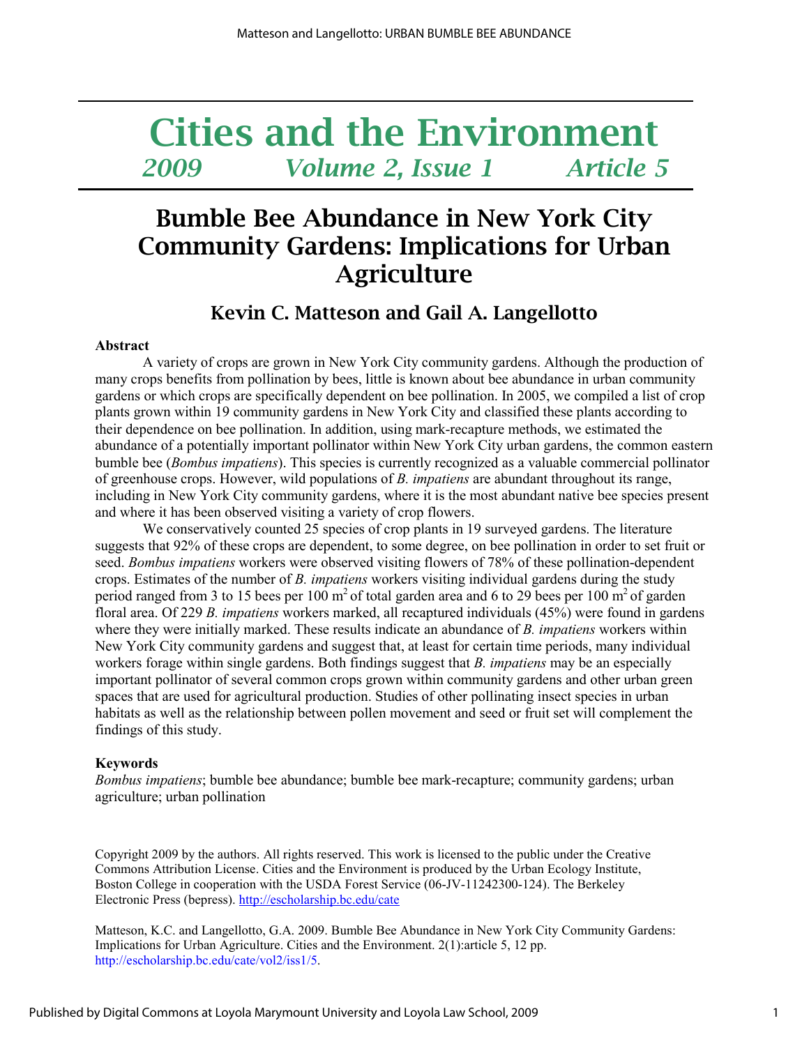# Cities and the Environment

*2009 Volume 2, Issue 1 Article 5*

## Bumble Bee Abundance in New York City Community Gardens: Implications for Urban Agriculture

### Kevin C. Matteson and Gail A. Langellotto

**Abstract**

A variety of crops are grown in New York City community gardens. Although the production of many crops benefits from pollination by bees, little is known about bee abundance in urban community gardens or which crops are specifically dependent on bee pollination. In 2005, we compiled a list of crop plants grown within 19 community gardens in New York City and classified these plants according to their dependence on bee pollination. In addition, using mark-recapture methods, we estimated the abundance of a potentially important pollinator within New York City urban gardens, the common eastern bumble bee (*Bombus impatiens*). This species is currently recognized as a valuable commercial pollinator of greenhouse crops. However, wild populations of *B. impatiens* are abundant throughout its range, including in New York City community gardens, where it is the most abundant native bee species present and where it has been observed visiting a variety of crop flowers.

We conservatively counted 25 species of crop plants in 19 surveyed gardens. The literature suggests that 92% of these crops are dependent, to some degree, on bee pollination in order to set fruit or seed. *Bombus impatiens* workers were observed visiting flowers of 78% of these pollination-dependent crops. Estimates of the number of *B. impatiens* workers visiting individual gardens during the study period ranged from 3 to 15 bees per 100 $m^2$ of total garden area and 6 to 29 bees per 100 $m^2$ of garden floral area. Of 229 *B. impatiens* workers marked, all recaptured individuals (45%) were found in gardens where they were initially marked. These results indicate an abundance of *B. impatiens* workers within New York City community gardens and suggest that, at least for certain time periods, many individual workers forage within single gardens. Both findings suggest that *B. impatiens* may be an especially important pollinator of several common crops grown within community gardens and other urban green spaces that are used for agricultural production. Studies of other pollinating insect species in urban habitats as well as the relationship between pollen movement and seed or fruit set will complement the findings of this study.

**Keywords**

*Bombus impatiens*; bumble bee abundance; bumble bee mark-recapture; community gardens; urban agriculture; urban pollination

Copyright 2009 by the authors. All rights reserved. This work is licensed to the public under the Creative Commons Attribution License. Cities and the Environment is produced by the Urban Ecology Institute, Boston College in cooperation with the USDA Forest Service (06-JV-11242300-124). The Berkeley Electronic Press (bepress). http://escholarship.bc.edu/cate

Matteson, K.C. and Langellotto, G.A. 2009. Bumble Bee Abundance in New York City Community Gardens: Implications for Urban Agriculture. Cities and the Environment. 2(1):article 5, 12 pp. http://escholarship.bc.edu/cate/vol2/iss1/5.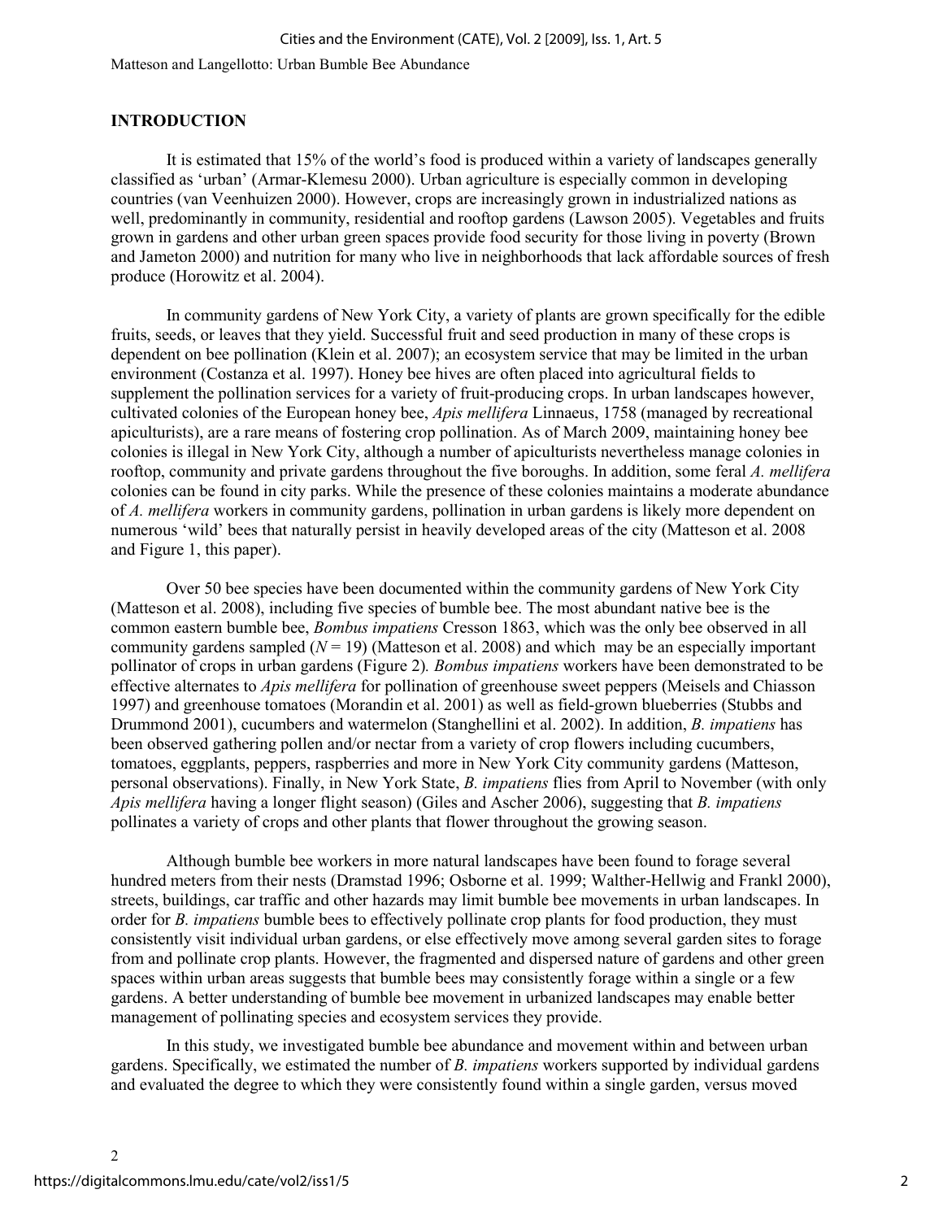## INTRODUCTION

It is estimated that 15% of the world's food is produced within a variety of landscapes generally classified as 'urban' (Armar-Klemesu 2000). Urban agriculture is especially common in developing countries (van Veenhuizen 2000). However, crops are increasingly grown in industrialized nations as well, predominantly in community, residential and rooftop gardens (Lawson 2005). Vegetables and fruits grown in gardens and other urban green spaces provide food security for those living in poverty (Brown and Jameton 2000) and nutrition for many who live in neighborhoods that lack affordable sources of fresh produce (Horowitz et al. 2004).

In community gardens of New York City, a variety of plants are grown specifically for the edible fruits, seeds, or leaves that they yield. Successful fruit and seed production in many of these crops is dependent on bee pollination (Klein et al. 2007); an ecosystem service that may be limited in the urban environment (Costanza et al. 1997). Honey bee hives are often placed into agricultural fields to supplement the pollination services for a variety of fruit-producing crops. In urban landscapes however, cultivated colonies of the European honey bee, *Apis mellifera* Linnaeus, 1758 (managed by recreational apiculturists), are a rare means of fostering crop pollination. As of March 2009, maintaining honey bee colonies is illegal in New York City, although a number of apiculturists nevertheless manage colonies in rooftop, community and private gardens throughout the five boroughs. In addition, some feral *A. mellifera* colonies can be found in city parks. While the presence of these colonies maintains a moderate abundance of *A. mellifera* workers in community gardens, pollination in urban gardens is likely more dependent on numerous 'wild' bees that naturally persist in heavily developed areas of the city (Matteson et al. 2008 and Figure 1, this paper).

Over 50 bee species have been documented within the community gardens of New York City (Matteson et al. 2008), including five species of bumble bee. The most abundant native bee is the common eastern bumble bee, *Bombus impatiens* Cresson 1863, which was the only bee observed in all community gardens sampled ($N = 19$) (Matteson et al. 2008) and which may be an especially important pollinator of crops in urban gardens (Figure 2). *Bombus impatiens* workers have been demonstrated to be effective alternates to *Apis mellifera* for pollination of greenhouse sweet peppers (Meisels and Chiasson 1997) and greenhouse tomatoes (Morandin et al. 2001) as well as field-grown blueberries (Stubbs and Drummond 2001), cucumbers and watermelon (Stanghellini et al. 2002). In addition, *B. impatiens* has been observed gathering pollen and/or nectar from a variety of crop flowers including cucumbers, tomatoes, eggplants, peppers, raspberries and more in New York City community gardens (Matteson, personal observations). Finally, in New York State, *B. impatiens* flies from April to November (with only *Apis mellifera* having a longer flight season) (Giles and Ascher 2006), suggesting that *B. impatiens* pollinates a variety of crops and other plants that flower throughout the growing season.

Although bumble bee workers in more natural landscapes have been found to forage several hundred meters from their nests (Dramstad 1996; Osborne et al. 1999; Walther-Hellwig and Frankl 2000), streets, buildings, car traffic and other hazards may limit bumble bee movements in urban landscapes. In order for *B. impatiens* bumble bees to effectively pollinate crop plants for food production, they must consistently visit individual urban gardens, or else effectively move among several garden sites to forage from and pollinate crop plants. However, the fragmented and dispersed nature of gardens and other green spaces within urban areas suggests that bumble bees may consistently forage within a single or a few gardens. A better understanding of bumble bee movement in urbanized landscapes may enable better management of pollinating species and ecosystem services they provide.

In this study, we investigated bumble bee abundance and movement within and between urban gardens. Specifically, we estimated the number of *B. impatiens* workers supported by individual gardens and evaluated the degree to which they were consistently found within a single garden, versus moved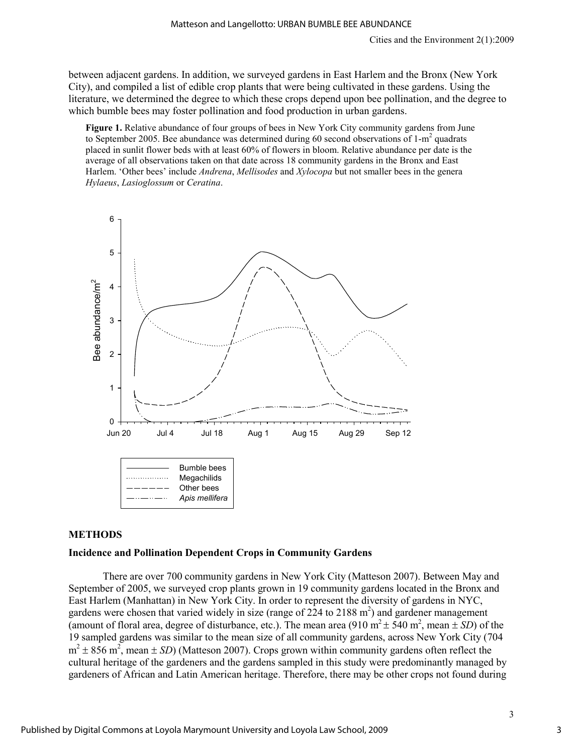between adjacent gardens. In addition, we surveyed gardens in East Harlem and the Bronx (New York City), and compiled a list of edible crop plants that were being cultivated in these gardens. Using the literature, we determined the degree to which these crops depend upon bee pollination, and the degree to which bumble bees may foster pollination and food production in urban gardens.

**Figure 1.** Relative abundance of four groups of bees in New York City community gardens from June to September 2005. Bee abundance was determined during 60 second observations of 1-$m^2$ quadrats placed in sunlit flower beds with at least 60% of flowers in bloom. Relative abundance per date is the average of all observations taken on that date across 18 community gardens in the Bronx and East Harlem. 'Other bees' include *Andrena*, *Mellisodes* and *Xylocopa* but not smaller bees in the genera *Hylaeus*, *Lasioglossum* or *Ceratina*.

## METHODS

### Incidence and Pollination Dependent Crops in Community Gardens

There are over 700 community gardens in New York City (Matteson 2007). Between May and September of 2005, we surveyed crop plants grown in 19 community gardens located in the Bronx and East Harlem (Manhattan) in New York City. In order to represent the diversity of gardens in NYC, gardens were chosen that varied widely in size (range of 224 to 2188 $m^2$) and gardener management (amount of floral area, degree of disturbance, etc.). The mean area (910 $m^2 \pm$ 540 $m^2$, mean $\pm$ *SD*) of the 19 sampled gardens was similar to the mean size of all community gardens, across New York City (704 $m^2 \pm$ 856 $m^2$, mean $\pm$ *SD*) (Matteson 2007). Crops grown within community gardens often reflect the cultural heritage of the gardeners and the gardens sampled in this study were predominantly managed by gardeners of African and Latin American heritage. Therefore, there may be other crops not found during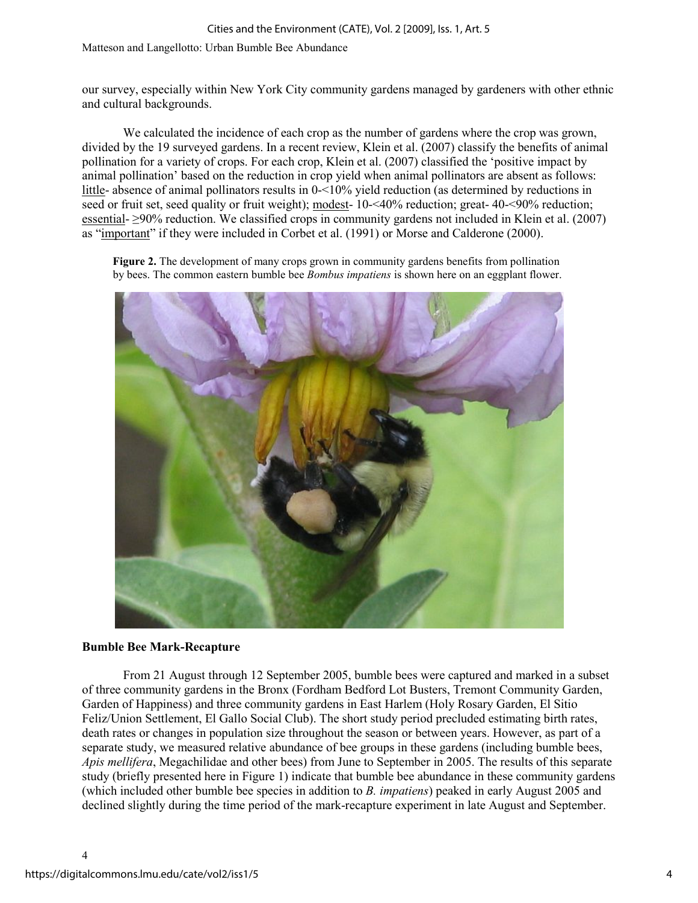our survey, especially within New York City community gardens managed by gardeners with other ethnic and cultural backgrounds.

We calculated the incidence of each crop as the number of gardens where the crop was grown, divided by the 19 surveyed gardens. In a recent review, Klein et al. (2007) classify the benefits of animal pollination for a variety of crops. For each crop, Klein et al. (2007) classified the 'positive impact by animal pollination' based on the reduction in crop yield when animal pollinators are absent as follows: little- absence of animal pollinators results in 0-<10% yield reduction (as determined by reductions in seed or fruit set, seed quality or fruit weight); modest- 10-<40% reduction; great- 40-<90% reduction; essential- ≥90% reduction. We classified crops in community gardens not included in Klein et al. (2007) as "important" if they were included in Corbet et al. (1991) or Morse and Calderone (2000).

**Figure 2.** The development of many crops grown in community gardens benefits from pollination by bees. The common eastern bumble bee *Bombus impatiens* is shown here on an eggplant flower.

## Bumble Bee Mark-Recapture

From 21 August through 12 September 2005, bumble bees were captured and marked in a subset of three community gardens in the Bronx (Fordham Bedford Lot Busters, Tremont Community Garden, Garden of Happiness) and three community gardens in East Harlem (Holy Rosary Garden, El Sitio Feliz/Union Settlement, El Gallo Social Club). The short study period precluded estimating birth rates, death rates or changes in population size throughout the season or between years. However, as part of a separate study, we measured relative abundance of bee groups in these gardens (including bumble bees, *Apis mellifera*, Megachilidae and other bees) from June to September in 2005. The results of this separate study (briefly presented here in Figure 1) indicate that bumble bee abundance in these community gardens (which included other bumble bee species in addition to *B. impatiens*) peaked in early August 2005 and declined slightly during the time period of the mark-recapture experiment in late August and September.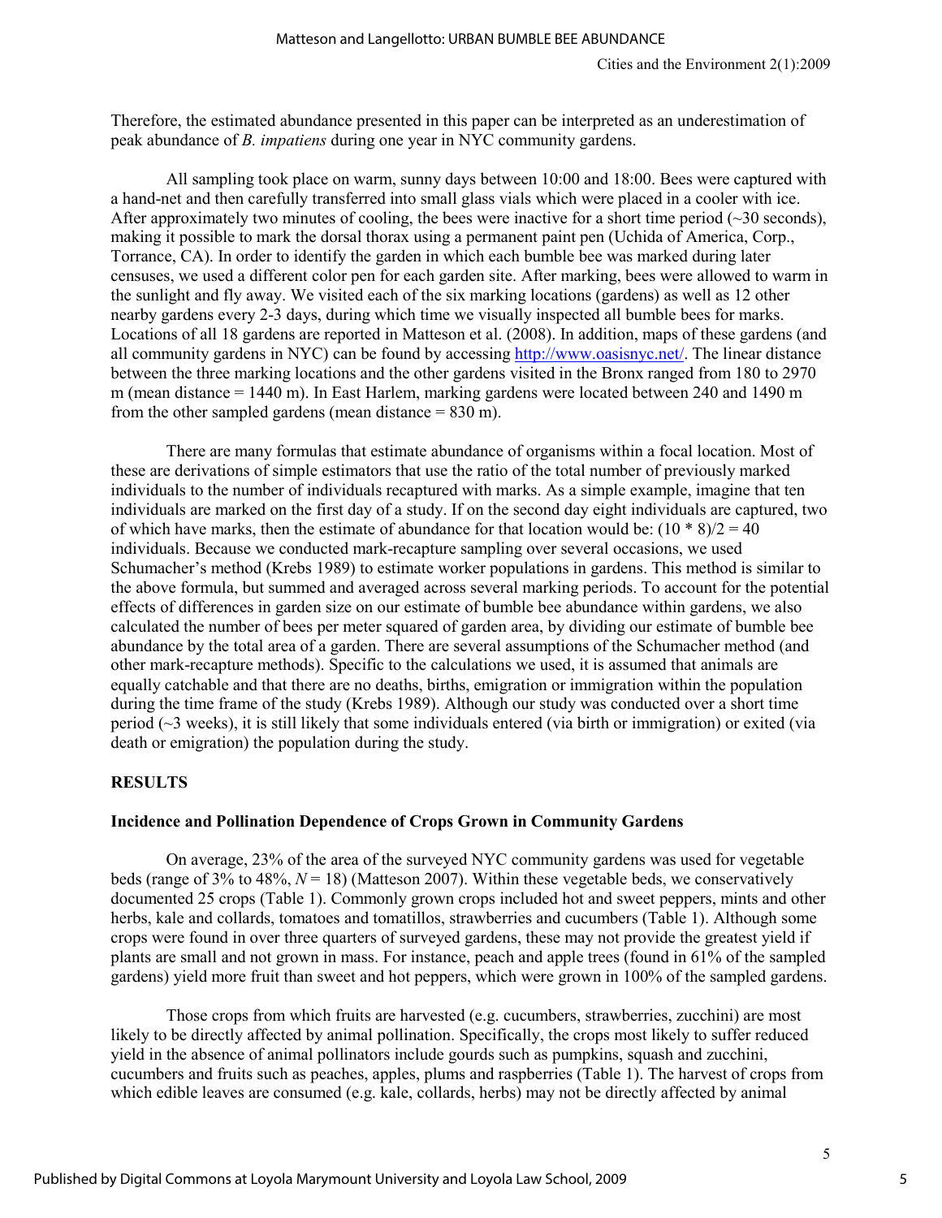Therefore, the estimated abundance presented in this paper can be interpreted as an underestimation of peak abundance of *B. impatiens* during one year in NYC community gardens.

All sampling took place on warm, sunny days between 10:00 and 18:00. Bees were captured with a hand-net and then carefully transferred into small glass vials which were placed in a cooler with ice. After approximately two minutes of cooling, the bees were inactive for a short time period (~30 seconds), making it possible to mark the dorsal thorax using a permanent paint pen (Uchida of America, Corp., Torrance, CA). In order to identify the garden in which each bumble bee was marked during later censuses, we used a different color pen for each garden site. After marking, bees were allowed to warm in the sunlight and fly away. We visited each of the six marking locations (gardens) as well as 12 other nearby gardens every 2-3 days, during which time we visually inspected all bumble bees for marks. Locations of all 18 gardens are reported in Matteson et al. (2008). In addition, maps of these gardens (and all community gardens in NYC) can be found by accessing http://www.oasisnyc.net/. The linear distance between the three marking locations and the other gardens visited in the Bronx ranged from 180 to 2970 m (mean distance = 1440 m). In East Harlem, marking gardens were located between 240 and 1490 m from the other sampled gardens (mean distance = 830 m).

There are many formulas that estimate abundance of organisms within a focal location. Most of these are derivations of simple estimators that use the ratio of the total number of previously marked individuals to the number of individuals recaptured with marks. As a simple example, imagine that ten individuals are marked on the first day of a study. If on the second day eight individuals are captured, two of which have marks, then the estimate of abundance for that location would be: $(10 * 8)/2 = 40$ individuals. Because we conducted mark-recapture sampling over several occasions, we used Schumacher's method (Krebs 1989) to estimate worker populations in gardens. This method is similar to the above formula, but summed and averaged across several marking periods. To account for the potential effects of differences in garden size on our estimate of bumble bee abundance within gardens, we also calculated the number of bees per meter squared of garden area, by dividing our estimate of bumble bee abundance by the total area of a garden. There are several assumptions of the Schumacher method (and other mark-recapture methods). Specific to the calculations we used, it is assumed that animals are equally catchable and that there are no deaths, births, emigration or immigration within the population during the time frame of the study (Krebs 1989). Although our study was conducted over a short time period (~3 weeks), it is still likely that some individuals entered (via birth or immigration) or exited (via death or emigration) the population during the study.

## RESULTS

### Incidence and Pollination Dependence of Crops Grown in Community Gardens

On average, 23% of the area of the surveyed NYC community gardens was used for vegetable beds (range of 3% to 48%, $N = 18$) (Matteson 2007). Within these vegetable beds, we conservatively documented 25 crops (Table 1). Commonly grown crops included hot and sweet peppers, mints and other herbs, kale and collards, tomatoes and tomatillos, strawberries and cucumbers (Table 1). Although some crops were found in over three quarters of surveyed gardens, these may not provide the greatest yield if plants are small and not grown in mass. For instance, peach and apple trees (found in 61% of the sampled gardens) yield more fruit than sweet and hot peppers, which were grown in 100% of the sampled gardens.

Those crops from which fruits are harvested (e.g. cucumbers, strawberries, zucchini) are most likely to be directly affected by animal pollination. Specifically, the crops most likely to suffer reduced yield in the absence of animal pollinators include gourds such as pumpkins, squash and zucchini, cucumbers and fruits such as peaches, apples, plums and raspberries (Table 1). The harvest of crops from which edible leaves are consumed (e.g. kale, collards, herbs) may not be directly affected by animal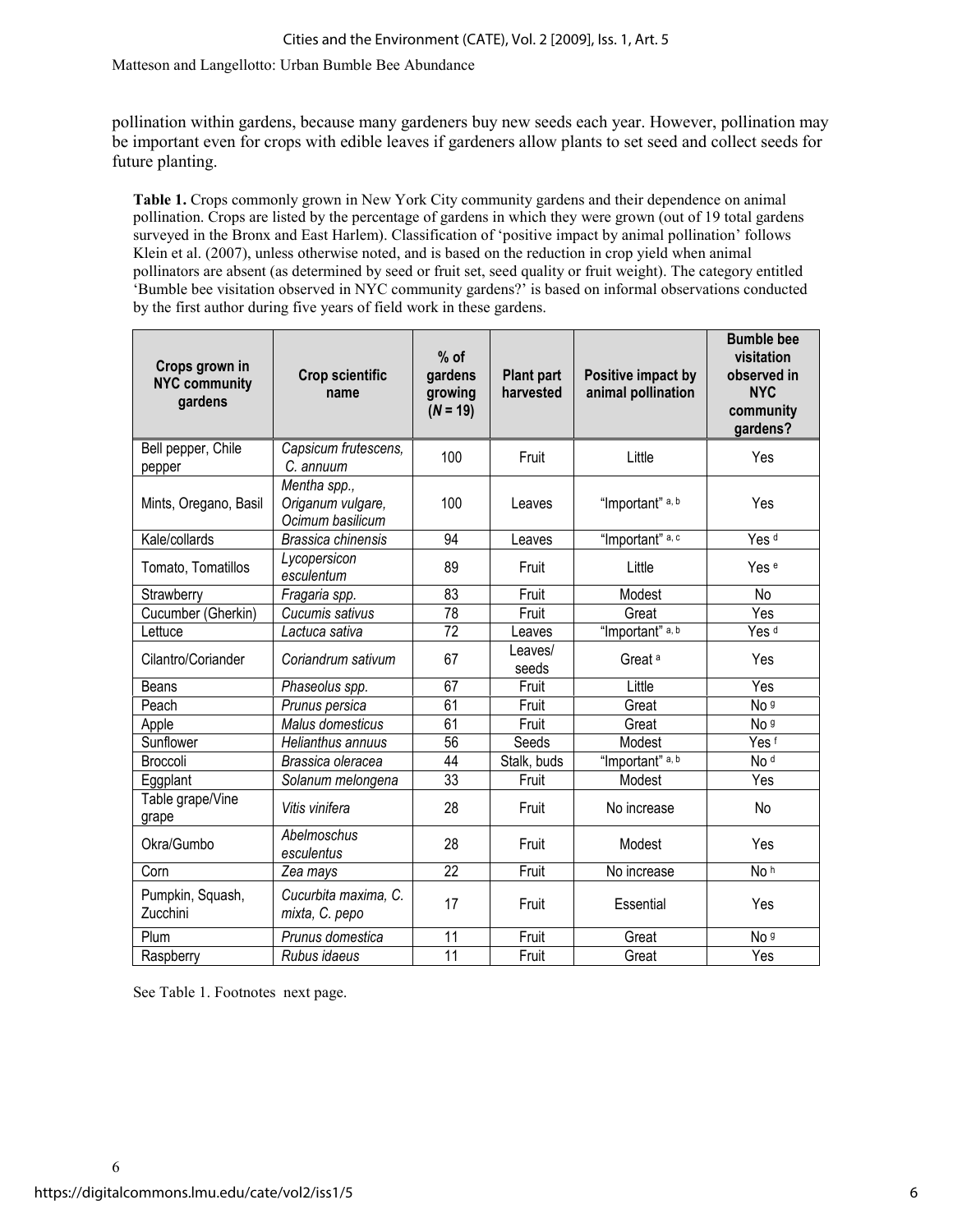pollination within gardens, because many gardeners buy new seeds each year. However, pollination may be important even for crops with edible leaves if gardeners allow plants to set seed and collect seeds for future planting.

**Table 1.** Crops commonly grown in New York City community gardens and their dependence on animal pollination. Crops are listed by the percentage of gardens in which they were grown (out of 19 total gardens surveyed in the Bronx and East Harlem). Classification of 'positive impact by animal pollination' follows Klein et al. (2007), unless otherwise noted, and is based on the reduction in crop yield when animal pollinators are absent (as determined by seed or fruit set, seed quality or fruit weight). The category entitled 'Bumble bee visitation observed in NYC community gardens?' is based on informal observations conducted by the first author during five years of field work in these gardens.

| Crops grown in NYC community gardens | Crop scientific name | % of gardens growing (*N* = 19) | Plant part harvested | Positive impact by animal pollination | Bumble bee visitation observed in NYC community gardens? |
|---|---|---|---|---|---|
| Bell pepper, Chile pepper | *Capsicum frutescens, C. annuum* | 100 | Fruit | Little | Yes |
| Mints, Oregano, Basil | *Mentha spp., Origanum vulgare, Ocimum basilicum* | 100 | Leaves | "Important" [a, b] | Yes |
| Kale/collards | *Brassica chinensis* | 94 | Leaves | "Important" [a, c] | Yes [d] |
| Tomato, Tomatillos | *Lycopersicon esculentum* | 89 | Fruit | Little | Yes [e] |
| Strawberry | *Fragaria spp.* | 83 | Fruit | Modest | No |
| Cucumber (Gherkin) | *Cucumis sativus* | 78 | Fruit | Great | Yes |
| Lettuce | *Lactuca sativa* | 72 | Leaves | "Important" [a, b] | Yes [d] |
| Cilantro/Coriander | *Coriandrum sativum* | 67 | Leaves/ seeds | Great [a] | Yes |
| Beans | *Phaseolus spp.* | 67 | Fruit | Little | Yes |
| Peach | *Prunus persica* | 61 | Fruit | Great | No [g] |
| Apple | *Malus domesticus* | 61 | Fruit | Great | No [g] |
| Sunflower | *Helianthus annuus* | 56 | Seeds | Modest | Yes [f] |
| Broccoli | *Brassica oleracea* | 44 | Stalk, buds | "Important" [a, b] | No [d] |
| Eggplant | *Solanum melongena* | 33 | Fruit | Modest | Yes |
| Table grape/Vine grape | *Vitis vinifera* | 28 | Fruit | No increase | No |
| Okra/Gumbo | *Abelmoschus esculentus* | 28 | Fruit | Modest | Yes |
| Corn | *Zea mays* | 22 | Fruit | No increase | No [h] |
| Pumpkin, Squash, Zucchini | *Cucurbita maxima, C. mixta, C. pepo* | 17 | Fruit | Essential | Yes |
| Plum | *Prunus domestica* | 11 | Fruit | Great | No [g] |
| Raspberry | *Rubus idaeus* | 11 | Fruit | Great | Yes |

See Table 1. Footnotes next page.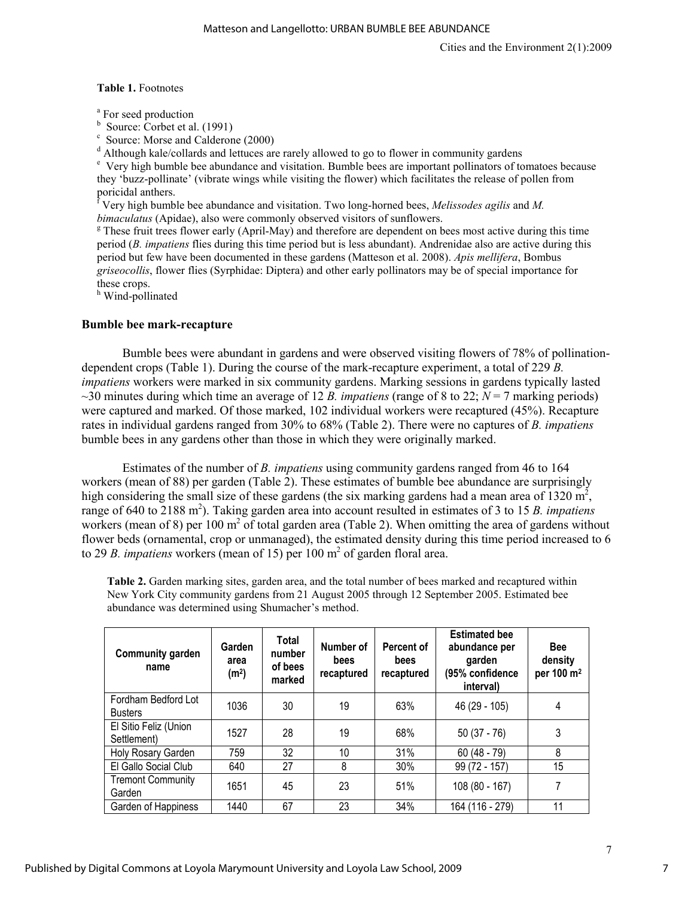**Table 1.** Footnotes

[a] For seed production
[b] Source: Corbet et al. (1991)
[c] Source: Morse and Calderone (2000)
[d] Although kale/collards and lettuces are rarely allowed to go to flower in community gardens
[e] Very high bumble bee abundance and visitation. Bumble bees are important pollinators of tomatoes because they 'buzz-pollinate' (vibrate wings while visiting the flower) which facilitates the release of pollen from poricidal anthers.
[f] Very high bumble bee abundance and visitation. Two long-horned bees, *Melissodes agilis* and *M. bimaculatus* (Apidae), also were commonly observed visitors of sunflowers.
[g] These fruit trees flower early (April-May) and therefore are dependent on bees most active during this time period (*B. impatiens* flies during this time period but is less abundant). Andrenidae also are active during this period but few have been documented in these gardens (Matteson et al. 2008). *Apis mellifera*, Bombus *griseocollis*, flower flies (Syrphidae: Diptera) and other early pollinators may be of special importance for these crops.
[h] Wind-pollinated

### Bumble bee mark-recapture

Bumble bees were abundant in gardens and were observed visiting flowers of 78% of pollination-dependent crops (Table 1). During the course of the mark-recapture experiment, a total of 229 *B. impatiens* workers were marked in six community gardens. Marking sessions in gardens typically lasted ~30 minutes during which time an average of 12 *B. impatiens* (range of 8 to 22; $N = 7$ marking periods) were captured and marked. Of those marked, 102 individual workers were recaptured (45%). Recapture rates in individual gardens ranged from 30% to 68% (Table 2). There were no captures of *B. impatiens* bumble bees in any gardens other than those in which they were originally marked.

Estimates of the number of *B. impatiens* using community gardens ranged from 46 to 164 workers (mean of 88) per garden (Table 2). These estimates of bumble bee abundance are surprisingly high considering the small size of these gardens (the six marking gardens had a mean area of 1320 $m^2$, range of 640 to 2188 $m^2$). Taking garden area into account resulted in estimates of 3 to 15 *B. impatiens* workers (mean of 8) per 100 $m^2$ of total garden area (Table 2). When omitting the area of gardens without flower beds (ornamental, crop or unmanaged), the estimated density during this time period increased to 6 to 29 *B. impatiens* workers (mean of 15) per 100 $m^2$ of garden floral area.

**Table 2.** Garden marking sites, garden area, and the total number of bees marked and recaptured within New York City community gardens from 21 August 2005 through 12 September 2005. Estimated bee abundance was determined using Shumacher's method.

| Community garden name | Garden area ($m^2$) | Total number of bees marked | Number of bees recaptured | Percent of bees recaptured | Estimated bee abundance per garden (95% confidence interval) | Bee density per 100 $m^2$ |
|---|---|---|---|---|---|---|
| Fordham Bedford Lot Busters | 1036 | 30 | 19 | 63% | 46 (29 - 105) | 4 |
| El Sitio Feliz (Union Settlement) | 1527 | 28 | 19 | 68% | 50 (37 - 76) | 3 |
| Holy Rosary Garden | 759 | 32 | 10 | 31% | 60 (48 - 79) | 8 |
| El Gallo Social Club | 640 | 27 | 8 | 30% | 99 (72 - 157) | 15 |
| Tremont Community Garden | 1651 | 45 | 23 | 51% | 108 (80 - 167) | 7 |
| Garden of Happiness | 1440 | 67 | 23 | 34% | 164 (116 - 279) | 11 |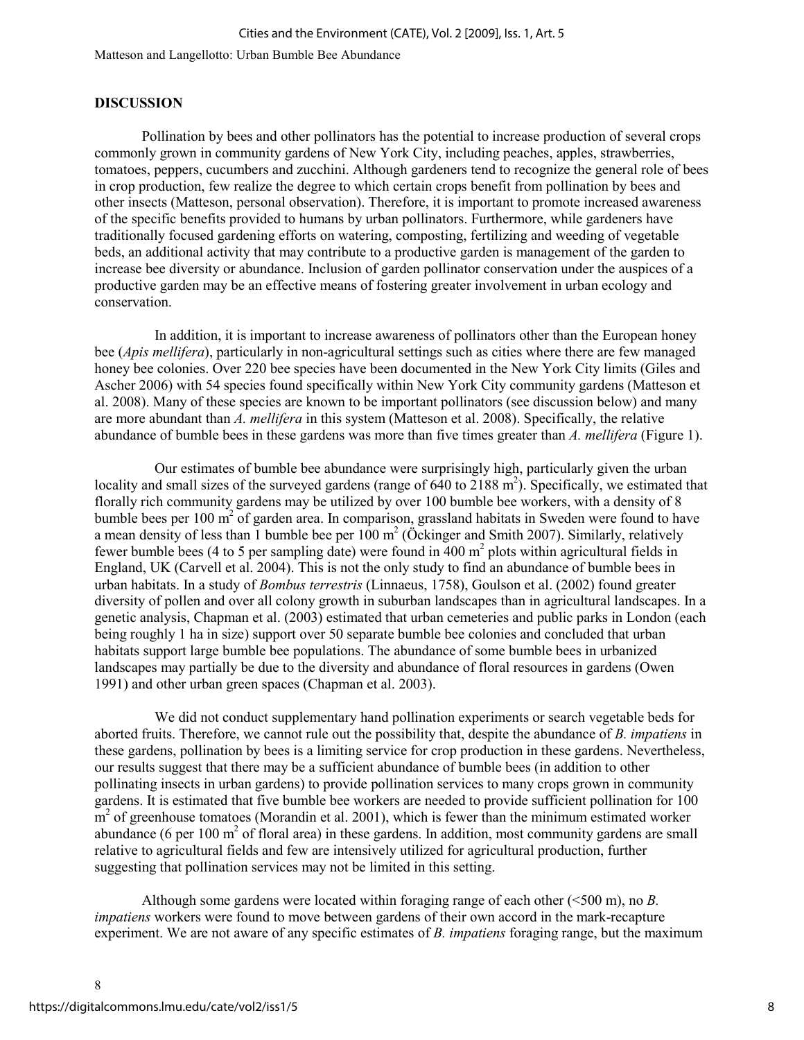## DISCUSSION

Pollination by bees and other pollinators has the potential to increase production of several crops commonly grown in community gardens of New York City, including peaches, apples, strawberries, tomatoes, peppers, cucumbers and zucchini. Although gardeners tend to recognize the general role of bees in crop production, few realize the degree to which certain crops benefit from pollination by bees and other insects (Matteson, personal observation). Therefore, it is important to promote increased awareness of the specific benefits provided to humans by urban pollinators. Furthermore, while gardeners have traditionally focused gardening efforts on watering, composting, fertilizing and weeding of vegetable beds, an additional activity that may contribute to a productive garden is management of the garden to increase bee diversity or abundance. Inclusion of garden pollinator conservation under the auspices of a productive garden may be an effective means of fostering greater involvement in urban ecology and conservation.

In addition, it is important to increase awareness of pollinators other than the European honey bee (*Apis mellifera*), particularly in non-agricultural settings such as cities where there are few managed honey bee colonies. Over 220 bee species have been documented in the New York City limits (Giles and Ascher 2006) with 54 species found specifically within New York City community gardens (Matteson et al. 2008). Many of these species are known to be important pollinators (see discussion below) and many are more abundant than *A. mellifera* in this system (Matteson et al. 2008). Specifically, the relative abundance of bumble bees in these gardens was more than five times greater than *A. mellifera* (Figure 1).

Our estimates of bumble bee abundance were surprisingly high, particularly given the urban locality and small sizes of the surveyed gardens (range of 640 to 2188 $m^2$). Specifically, we estimated that florally rich community gardens may be utilized by over 100 bumble bee workers, with a density of 8 bumble bees per 100 $m^2$ of garden area. In comparison, grassland habitats in Sweden were found to have a mean density of less than 1 bumble bee per 100 $m^2$ (Öckinger and Smith 2007). Similarly, relatively fewer bumble bees (4 to 5 per sampling date) were found in 400 $m^2$ plots within agricultural fields in England, UK (Carvell et al. 2004). This is not the only study to find an abundance of bumble bees in urban habitats. In a study of *Bombus terrestris* (Linnaeus, 1758), Goulson et al. (2002) found greater diversity of pollen and over all colony growth in suburban landscapes than in agricultural landscapes. In a genetic analysis, Chapman et al. (2003) estimated that urban cemeteries and public parks in London (each being roughly 1 ha in size) support over 50 separate bumble bee colonies and concluded that urban habitats support large bumble bee populations. The abundance of some bumble bees in urbanized landscapes may partially be due to the diversity and abundance of floral resources in gardens (Owen 1991) and other urban green spaces (Chapman et al. 2003).

We did not conduct supplementary hand pollination experiments or search vegetable beds for aborted fruits. Therefore, we cannot rule out the possibility that, despite the abundance of *B. impatiens* in these gardens, pollination by bees is a limiting service for crop production in these gardens. Nevertheless, our results suggest that there may be a sufficient abundance of bumble bees (in addition to other pollinating insects in urban gardens) to provide pollination services to many crops grown in community gardens. It is estimated that five bumble bee workers are needed to provide sufficient pollination for 100 $m^2$ of greenhouse tomatoes (Morandin et al. 2001), which is fewer than the minimum estimated worker abundance (6 per 100 $m^2$ of floral area) in these gardens. In addition, most community gardens are small relative to agricultural fields and few are intensively utilized for agricultural production, further suggesting that pollination services may not be limited in this setting.

Although some gardens were located within foraging range of each other (<500 m), no *B. impatiens* workers were found to move between gardens of their own accord in the mark-recapture experiment. We are not aware of any specific estimates of *B. impatiens* foraging range, but the maximum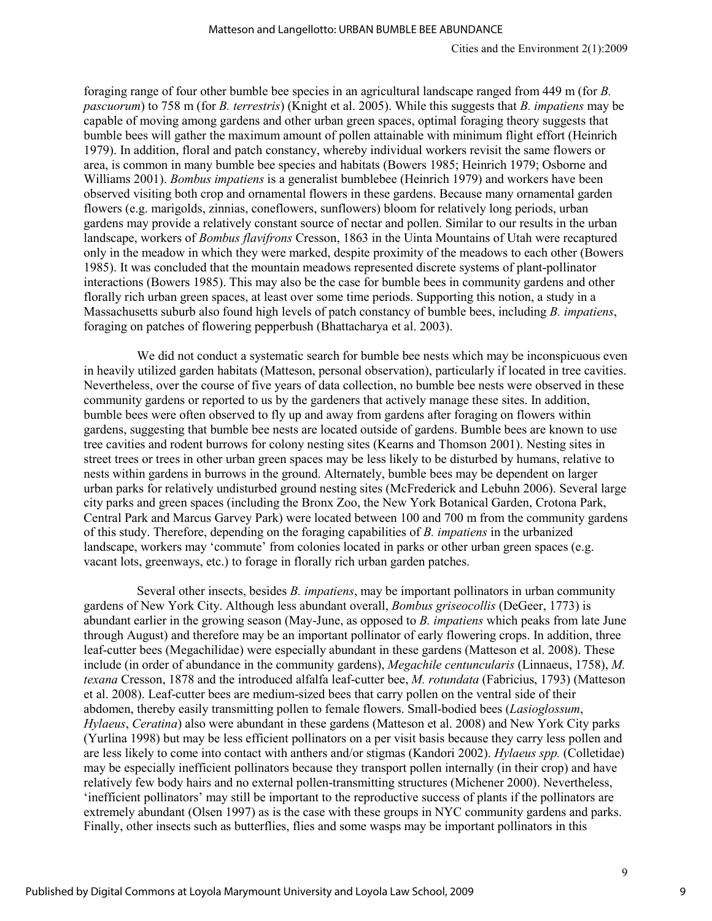foraging range of four other bumble bee species in an agricultural landscape ranged from 449 m (for *B. pascuorum*) to 758 m (for *B. terrestris*) (Knight et al. 2005). While this suggests that *B. impatiens* may be capable of moving among gardens and other urban green spaces, optimal foraging theory suggests that bumble bees will gather the maximum amount of pollen attainable with minimum flight effort (Heinrich 1979). In addition, floral and patch constancy, whereby individual workers revisit the same flowers or area, is common in many bumble bee species and habitats (Bowers 1985; Heinrich 1979; Osborne and Williams 2001). *Bombus impatiens* is a generalist bumblebee (Heinrich 1979) and workers have been observed visiting both crop and ornamental flowers in these gardens. Because many ornamental garden flowers (e.g. marigolds, zinnias, coneflowers, sunflowers) bloom for relatively long periods, urban gardens may provide a relatively constant source of nectar and pollen. Similar to our results in the urban landscape, workers of *Bombus flavifrons* Cresson, 1863 in the Uinta Mountains of Utah were recaptured only in the meadow in which they were marked, despite proximity of the meadows to each other (Bowers 1985). It was concluded that the mountain meadows represented discrete systems of plant-pollinator interactions (Bowers 1985). This may also be the case for bumble bees in community gardens and other florally rich urban green spaces, at least over some time periods. Supporting this notion, a study in a Massachusetts suburb also found high levels of patch constancy of bumble bees, including *B. impatiens*, foraging on patches of flowering pepperbush (Bhattacharya et al. 2003).

We did not conduct a systematic search for bumble bee nests which may be inconspicuous even in heavily utilized garden habitats (Matteson, personal observation), particularly if located in tree cavities. Nevertheless, over the course of five years of data collection, no bumble bee nests were observed in these community gardens or reported to us by the gardeners that actively manage these sites. In addition, bumble bees were often observed to fly up and away from gardens after foraging on flowers within gardens, suggesting that bumble bee nests are located outside of gardens. Bumble bees are known to use tree cavities and rodent burrows for colony nesting sites (Kearns and Thomson 2001). Nesting sites in street trees or trees in other urban green spaces may be less likely to be disturbed by humans, relative to nests within gardens in burrows in the ground. Alternately, bumble bees may be dependent on larger urban parks for relatively undisturbed ground nesting sites (McFrederick and Lebuhn 2006). Several large city parks and green spaces (including the Bronx Zoo, the New York Botanical Garden, Crotona Park, Central Park and Marcus Garvey Park) were located between 100 and 700 m from the community gardens of this study. Therefore, depending on the foraging capabilities of *B. impatiens* in the urbanized landscape, workers may 'commute' from colonies located in parks or other urban green spaces (e.g. vacant lots, greenways, etc.) to forage in florally rich urban garden patches.

Several other insects, besides *B. impatiens*, may be important pollinators in urban community gardens of New York City. Although less abundant overall, *Bombus griseocollis* (DeGeer, 1773) is abundant earlier in the growing season (May-June, as opposed to *B. impatiens* which peaks from late June through August) and therefore may be an important pollinator of early flowering crops. In addition, three leaf-cutter bees (Megachilidae) were especially abundant in these gardens (Matteson et al. 2008). These include (in order of abundance in the community gardens), *Megachile centuncularis* (Linnaeus, 1758), *M. texana* Cresson, 1878 and the introduced alfalfa leaf-cutter bee, *M. rotundata* (Fabricius, 1793) (Matteson et al. 2008). Leaf-cutter bees are medium-sized bees that carry pollen on the ventral side of their abdomen, thereby easily transmitting pollen to female flowers. Small-bodied bees (*Lasioglossum*, *Hylaeus*, *Ceratina*) also were abundant in these gardens (Matteson et al. 2008) and New York City parks (Yurlina 1998) but may be less efficient pollinators on a per visit basis because they carry less pollen and are less likely to come into contact with anthers and/or stigmas (Kandori 2002). *Hylaeus spp.* (Colletidae) may be especially inefficient pollinators because they transport pollen internally (in their crop) and have relatively few body hairs and no external pollen-transmitting structures (Michener 2000). Nevertheless, 'inefficient pollinators' may still be important to the reproductive success of plants if the pollinators are extremely abundant (Olsen 1997) as is the case with these groups in NYC community gardens and parks. Finally, other insects such as butterflies, flies and some wasps may be important pollinators in this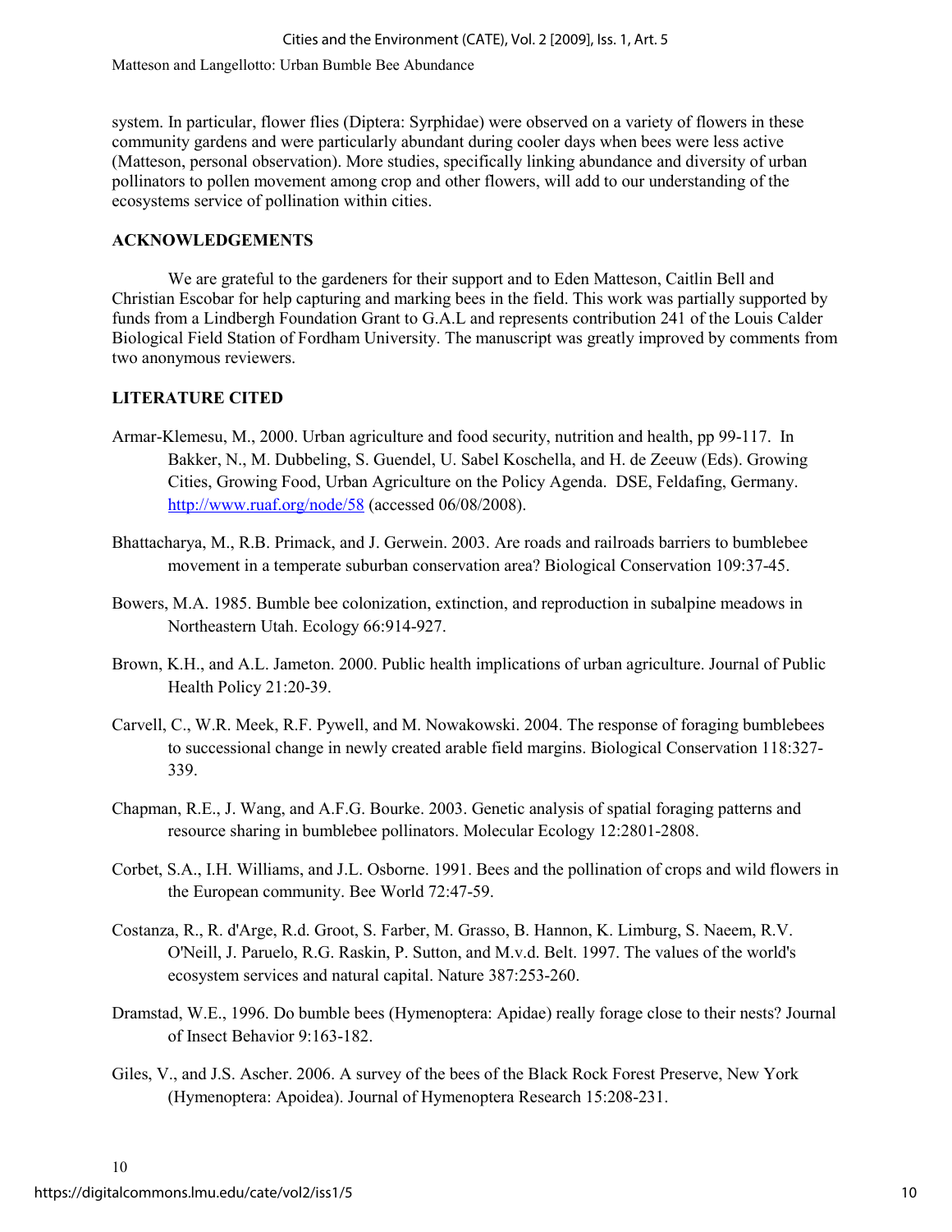system. In particular, flower flies (Diptera: Syrphidae) were observed on a variety of flowers in these community gardens and were particularly abundant during cooler days when bees were less active (Matteson, personal observation). More studies, specifically linking abundance and diversity of urban pollinators to pollen movement among crop and other flowers, will add to our understanding of the ecosystems service of pollination within cities.

## ACKNOWLEDGEMENTS

We are grateful to the gardeners for their support and to Eden Matteson, Caitlin Bell and Christian Escobar for help capturing and marking bees in the field. This work was partially supported by funds from a Lindbergh Foundation Grant to G.A.L and represents contribution 241 of the Louis Calder Biological Field Station of Fordham University. The manuscript was greatly improved by comments from two anonymous reviewers.

## LITERATURE CITED

Armar-Klemesu, M., 2000. Urban agriculture and food security, nutrition and health, pp 99-117. In Bakker, N., M. Dubbeling, S. Guendel, U. Sabel Koschella, and H. de Zeeuw (Eds). Growing Cities, Growing Food, Urban Agriculture on the Policy Agenda. DSE, Feldafing, Germany. http://www.ruaf.org/node/58 (accessed 06/08/2008).

Bhattacharya, M., R.B. Primack, and J. Gerwein. 2003. Are roads and railroads barriers to bumblebee movement in a temperate suburban conservation area? Biological Conservation 109:37-45.

Bowers, M.A. 1985. Bumble bee colonization, extinction, and reproduction in subalpine meadows in Northeastern Utah. Ecology 66:914-927.

Brown, K.H., and A.L. Jameton. 2000. Public health implications of urban agriculture. Journal of Public Health Policy 21:20-39.

Carvell, C., W.R. Meek, R.F. Pywell, and M. Nowakowski. 2004. The response of foraging bumblebees to successional change in newly created arable field margins. Biological Conservation 118:327-339.

Chapman, R.E., J. Wang, and A.F.G. Bourke. 2003. Genetic analysis of spatial foraging patterns and resource sharing in bumblebee pollinators. Molecular Ecology 12:2801-2808.

Corbet, S.A., I.H. Williams, and J.L. Osborne. 1991. Bees and the pollination of crops and wild flowers in the European community. Bee World 72:47-59.

Costanza, R., R. d'Arge, R.d. Groot, S. Farber, M. Grasso, B. Hannon, K. Limburg, S. Naeem, R.V. O'Neill, J. Paruelo, R.G. Raskin, P. Sutton, and M.v.d. Belt. 1997. The values of the world's ecosystem services and natural capital. Nature 387:253-260.

Dramstad, W.E., 1996. Do bumble bees (Hymenoptera: Apidae) really forage close to their nests? Journal of Insect Behavior 9:163-182.

Giles, V., and J.S. Ascher. 2006. A survey of the bees of the Black Rock Forest Preserve, New York (Hymenoptera: Apoidea). Journal of Hymenoptera Research 15:208-231.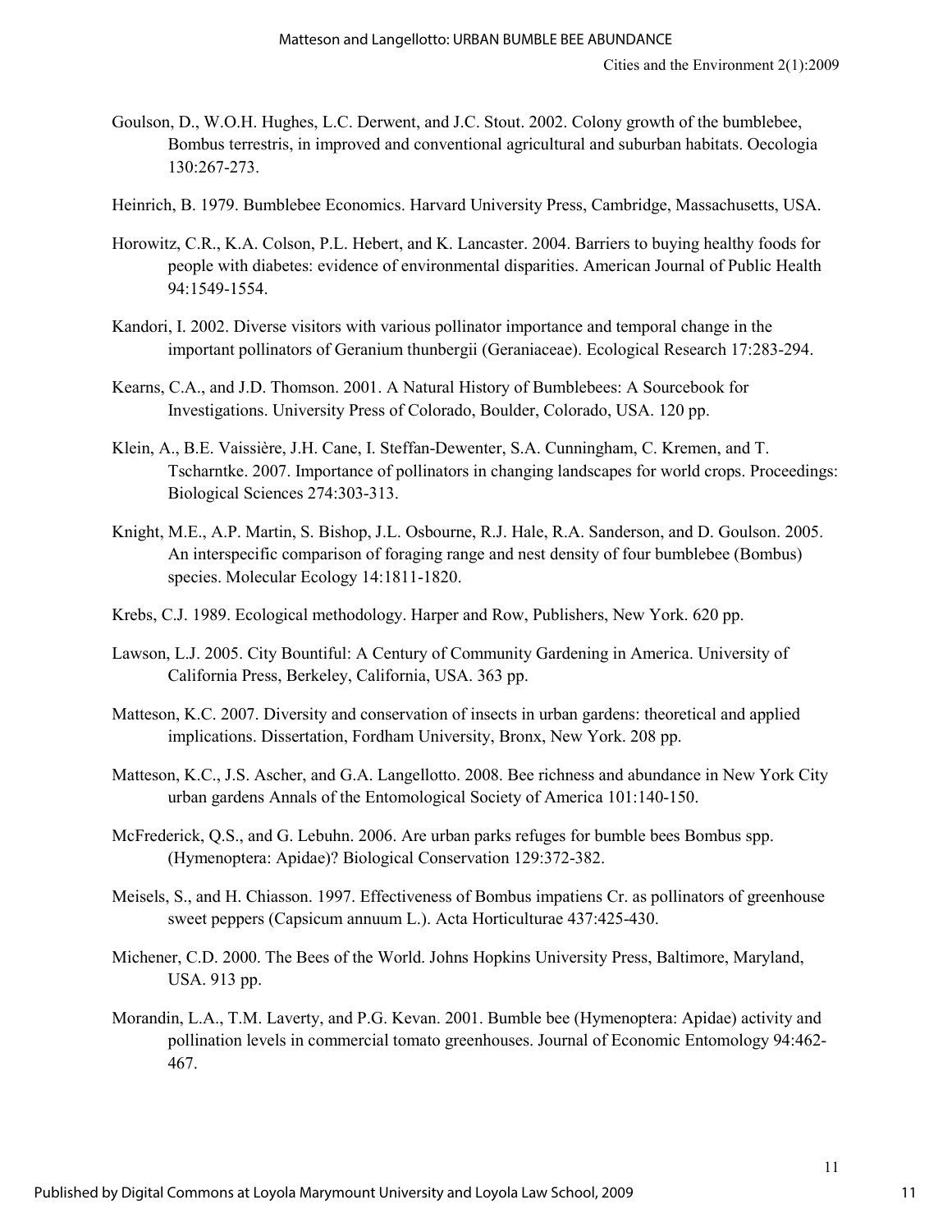Goulson, D., W.O.H. Hughes, L.C. Derwent, and J.C. Stout. 2002. Colony growth of the bumblebee, Bombus terrestris, in improved and conventional agricultural and suburban habitats. Oecologia 130:267-273.

Heinrich, B. 1979. Bumblebee Economics. Harvard University Press, Cambridge, Massachusetts, USA.

Horowitz, C.R., K.A. Colson, P.L. Hebert, and K. Lancaster. 2004. Barriers to buying healthy foods for people with diabetes: evidence of environmental disparities. American Journal of Public Health 94:1549-1554.

Kandori, I. 2002. Diverse visitors with various pollinator importance and temporal change in the important pollinators of Geranium thunbergii (Geraniaceae). Ecological Research 17:283-294.

Kearns, C.A., and J.D. Thomson. 2001. A Natural History of Bumblebees: A Sourcebook for Investigations. University Press of Colorado, Boulder, Colorado, USA. 120 pp.

Klein, A., B.E. Vaissière, J.H. Cane, I. Steffan-Dewenter, S.A. Cunningham, C. Kremen, and T. Tscharntke. 2007. Importance of pollinators in changing landscapes for world crops. Proceedings: Biological Sciences 274:303-313.

Knight, M.E., A.P. Martin, S. Bishop, J.L. Osbourne, R.J. Hale, R.A. Sanderson, and D. Goulson. 2005. An interspecific comparison of foraging range and nest density of four bumblebee (Bombus) species. Molecular Ecology 14:1811-1820.

Krebs, C.J. 1989. Ecological methodology. Harper and Row, Publishers, New York. 620 pp.

Lawson, L.J. 2005. City Bountiful: A Century of Community Gardening in America. University of California Press, Berkeley, California, USA. 363 pp.

Matteson, K.C. 2007. Diversity and conservation of insects in urban gardens: theoretical and applied implications. Dissertation, Fordham University, Bronx, New York. 208 pp.

Matteson, K.C., J.S. Ascher, and G.A. Langellotto. 2008. Bee richness and abundance in New York City urban gardens Annals of the Entomological Society of America 101:140-150.

McFrederick, Q.S., and G. Lebuhn. 2006. Are urban parks refuges for bumble bees Bombus spp. (Hymenoptera: Apidae)? Biological Conservation 129:372-382.

Meisels, S., and H. Chiasson. 1997. Effectiveness of Bombus impatiens Cr. as pollinators of greenhouse sweet peppers (Capsicum annuum L.). Acta Horticulturae 437:425-430.

Michener, C.D. 2000. The Bees of the World. Johns Hopkins University Press, Baltimore, Maryland, USA. 913 pp.

Morandin, L.A., T.M. Laverty, and P.G. Kevan. 2001. Bumble bee (Hymenoptera: Apidae) activity and pollination levels in commercial tomato greenhouses. Journal of Economic Entomology 94:462-467.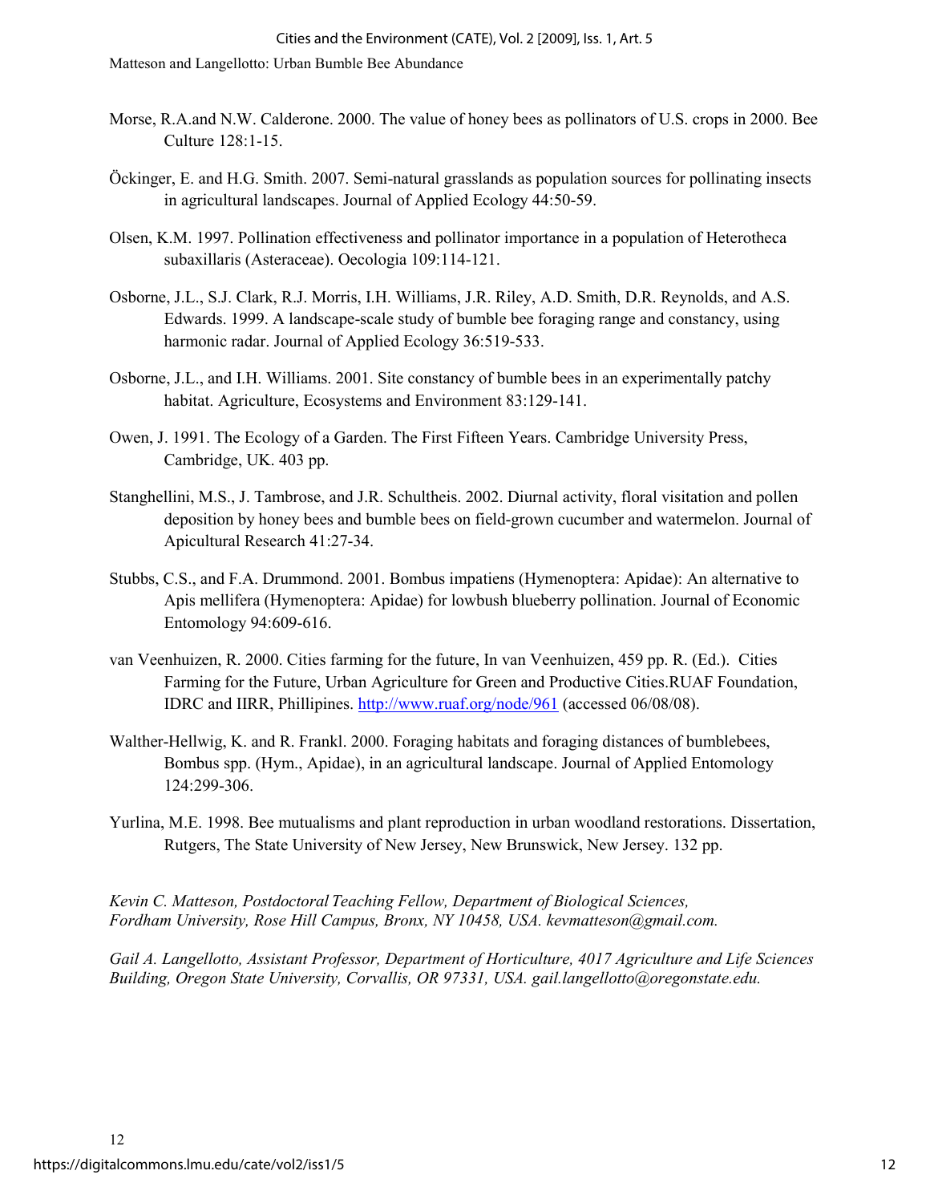Morse, R.A.and N.W. Calderone. 2000. The value of honey bees as pollinators of U.S. crops in 2000. Bee Culture 128:1-15.

Öckinger, E. and H.G. Smith. 2007. Semi-natural grasslands as population sources for pollinating insects in agricultural landscapes. Journal of Applied Ecology 44:50-59.

Olsen, K.M. 1997. Pollination effectiveness and pollinator importance in a population of Heterotheca subaxillaris (Asteraceae). Oecologia 109:114-121.

Osborne, J.L., S.J. Clark, R.J. Morris, I.H. Williams, J.R. Riley, A.D. Smith, D.R. Reynolds, and A.S. Edwards. 1999. A landscape-scale study of bumble bee foraging range and constancy, using harmonic radar. Journal of Applied Ecology 36:519-533.

Osborne, J.L., and I.H. Williams. 2001. Site constancy of bumble bees in an experimentally patchy habitat. Agriculture, Ecosystems and Environment 83:129-141.

Owen, J. 1991. The Ecology of a Garden. The First Fifteen Years. Cambridge University Press, Cambridge, UK. 403 pp.

Stanghellini, M.S., J. Tambrose, and J.R. Schultheis. 2002. Diurnal activity, floral visitation and pollen deposition by honey bees and bumble bees on field-grown cucumber and watermelon. Journal of Apicultural Research 41:27-34.

Stubbs, C.S., and F.A. Drummond. 2001. Bombus impatiens (Hymenoptera: Apidae): An alternative to Apis mellifera (Hymenoptera: Apidae) for lowbush blueberry pollination. Journal of Economic Entomology 94:609-616.

van Veenhuizen, R. 2000. Cities farming for the future, In van Veenhuizen, 459 pp. R. (Ed.). Cities Farming for the Future, Urban Agriculture for Green and Productive Cities.RUAF Foundation, IDRC and IIRR, Phillipines. http://www.ruaf.org/node/961 (accessed 06/08/08).

Walther-Hellwig, K. and R. Frankl. 2000. Foraging habitats and foraging distances of bumblebees, Bombus spp. (Hym., Apidae), in an agricultural landscape. Journal of Applied Entomology 124:299-306.

Yurlina, M.E. 1998. Bee mutualisms and plant reproduction in urban woodland restorations. Dissertation, Rutgers, The State University of New Jersey, New Brunswick, New Jersey. 132 pp.

*Kevin C. Matteson, Postdoctoral Teaching Fellow, Department of Biological Sciences, Fordham University, Rose Hill Campus, Bronx, NY 10458, USA. kevmatteson@gmail.com.*

*Gail A. Langellotto, Assistant Professor, Department of Horticulture, 4017 Agriculture and Life Sciences Building, Oregon State University, Corvallis, OR 97331, USA. gail.langellotto@oregonstate.edu.*